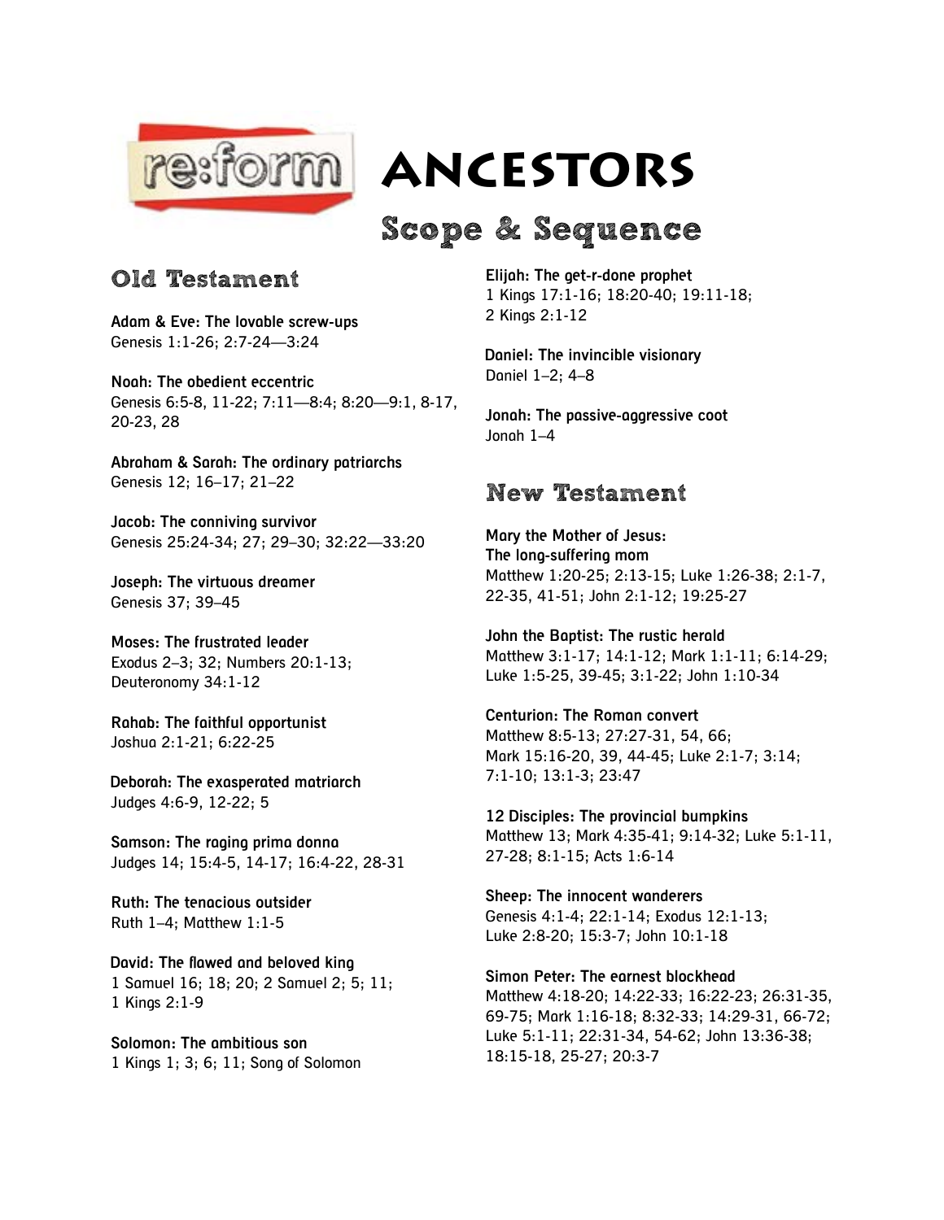# re:form ANCESTORS

## Scope & Sequence

## Old Testament

**Adam & Eve: The lovable screw-ups**
Genesis 1:1-26; 2:7-24—3:24

**Noah: The obedient eccentric**
Genesis 6:5-8, 11-22; 7:11—8:4; 8:20—9:1, 8-17, 20-23, 28

**Abraham & Sarah: The ordinary patriarchs**
Genesis 12; 16–17; 21–22

**Jacob: The conniving survivor**
Genesis 25:24-34; 27; 29–30; 32:22—33:20

**Joseph: The virtuous dreamer**
Genesis 37; 39–45

**Moses: The frustrated leader**
Exodus 2–3; 32; Numbers 20:1-13; Deuteronomy 34:1-12

**Rahab: The faithful opportunist**
Joshua 2:1-21; 6:22-25

**Deborah: The exasperated matriarch**
Judges 4:6-9, 12-22; 5

**Samson: The raging prima donna**
Judges 14; 15:4-5, 14-17; 16:4-22, 28-31

**Ruth: The tenacious outsider**
Ruth 1–4; Matthew 1:1-5

**David: The flawed and beloved king**
1 Samuel 16; 18; 20; 2 Samuel 2; 5; 11; 1 Kings 2:1-9

**Solomon: The ambitious son**
1 Kings 1; 3; 6; 11; Song of Solomon

**Elijah: The get-r-done prophet**
1 Kings 17:1-16; 18:20-40; 19:11-18; 2 Kings 2:1-12

**Daniel: The invincible visionary**
Daniel 1–2; 4–8

**Jonah: The passive-aggressive coot**
Jonah 1–4

## New Testament

**Mary the Mother of Jesus: The long-suffering mom**
Matthew 1:20-25; 2:13-15; Luke 1:26-38; 2:1-7, 22-35, 41-51; John 2:1-12; 19:25-27

**John the Baptist: The rustic herald**
Matthew 3:1-17; 14:1-12; Mark 1:1-11; 6:14-29; Luke 1:5-25, 39-45; 3:1-22; John 1:10-34

**Centurion: The Roman convert**
Matthew 8:5-13; 27:27-31, 54, 66; Mark 15:16-20, 39, 44-45; Luke 2:1-7; 3:14; 7:1-10; 13:1-3; 23:47

**12 Disciples: The provincial bumpkins**
Matthew 13; Mark 4:35-41; 9:14-32; Luke 5:1-11, 27-28; 8:1-15; Acts 1:6-14

**Sheep: The innocent wanderers**
Genesis 4:1-4; 22:1-14; Exodus 12:1-13; Luke 2:8-20; 15:3-7; John 10:1-18

**Simon Peter: The earnest blockhead**
Matthew 4:18-20; 14:22-33; 16:22-23; 26:31-35, 69-75; Mark 1:16-18; 8:32-33; 14:29-31, 66-72; Luke 5:1-11; 22:31-34, 54-62; John 13:36-38; 18:15-18, 25-27; 20:3-7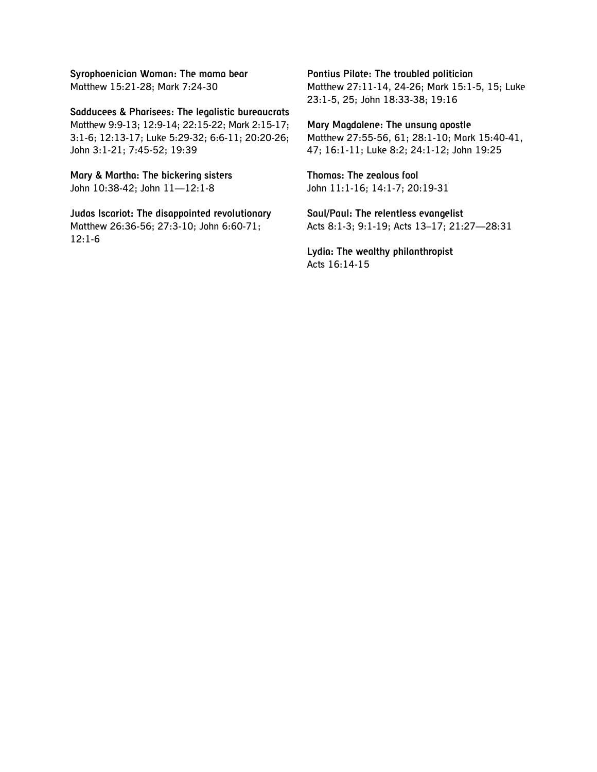**Syrophoenician Woman: The mama bear**
Matthew 15:21-28; Mark 7:24-30

**Sadducees & Pharisees: The legalistic bureaucrats**
Matthew 9:9-13; 12:9-14; 22:15-22; Mark 2:15-17; 3:1-6; 12:13-17; Luke 5:29-32; 6:6-11; 20:20-26; John 3:1-21; 7:45-52; 19:39

**Mary & Martha: The bickering sisters**
John 10:38-42; John 11—12:1-8

**Judas Iscariot: The disappointed revolutionary**
Matthew 26:36-56; 27:3-10; John 6:60-71; 12:1-6

**Pontius Pilate: The troubled politician**
Matthew 27:11-14, 24-26; Mark 15:1-5, 15; Luke 23:1-5, 25; John 18:33-38; 19:16

**Mary Magdalene: The unsung apostle**
Matthew 27:55-56, 61; 28:1-10; Mark 15:40-41, 47; 16:1-11; Luke 8:2; 24:1-12; John 19:25

**Thomas: The zealous fool**
John 11:1-16; 14:1-7; 20:19-31

**Saul/Paul: The relentless evangelist**
Acts 8:1-3; 9:1-19; Acts 13–17; 21:27—28:31

**Lydia: The wealthy philanthropist**
Acts 16:14-15